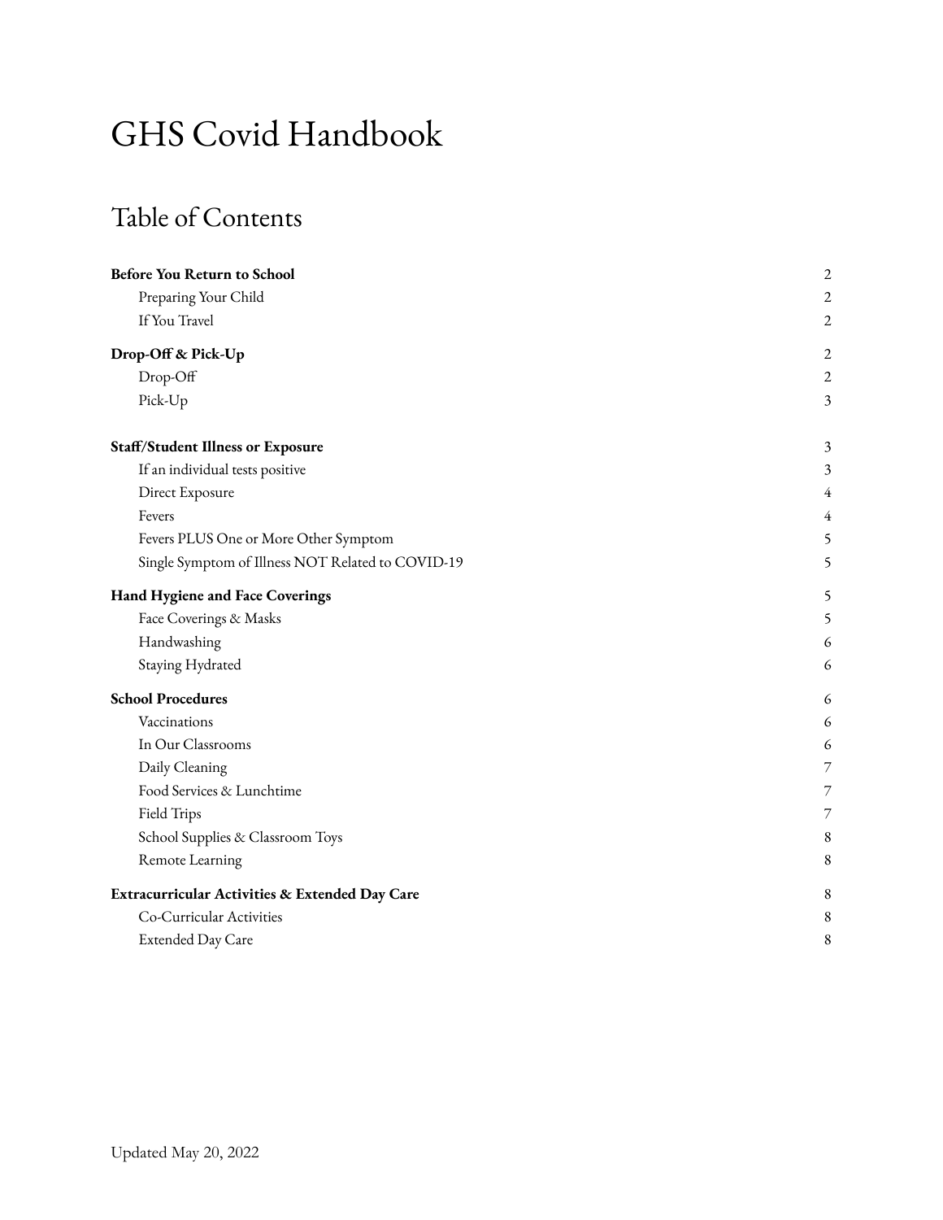# GHS Covid Handbook

## Table of Contents

| | |
|---|---|
| **Before You Return to School** | 2 |
| Preparing Your Child | 2 |
| If You Travel | 2 |
| **Drop-Off & Pick-Up** | 2 |
| Drop-Off | 2 |
| Pick-Up | 3 |
| **Staff/Student Illness or Exposure** | 3 |
| If an individual tests positive | 3 |
| Direct Exposure | 4 |
| Fevers | 4 |
| Fevers PLUS One or More Other Symptom | 5 |
| Single Symptom of Illness NOT Related to COVID-19 | 5 |
| **Hand Hygiene and Face Coverings** | 5 |
| Face Coverings & Masks | 5 |
| Handwashing | 6 |
| Staying Hydrated | 6 |
| **School Procedures** | 6 |
| Vaccinations | 6 |
| In Our Classrooms | 6 |
| Daily Cleaning | 7 |
| Food Services & Lunchtime | 7 |
| Field Trips | 7 |
| School Supplies & Classroom Toys | 8 |
| Remote Learning | 8 |
| **Extracurricular Activities & Extended Day Care** | 8 |
| Co-Curricular Activities | 8 |
| Extended Day Care | 8 |

Updated May 20, 2022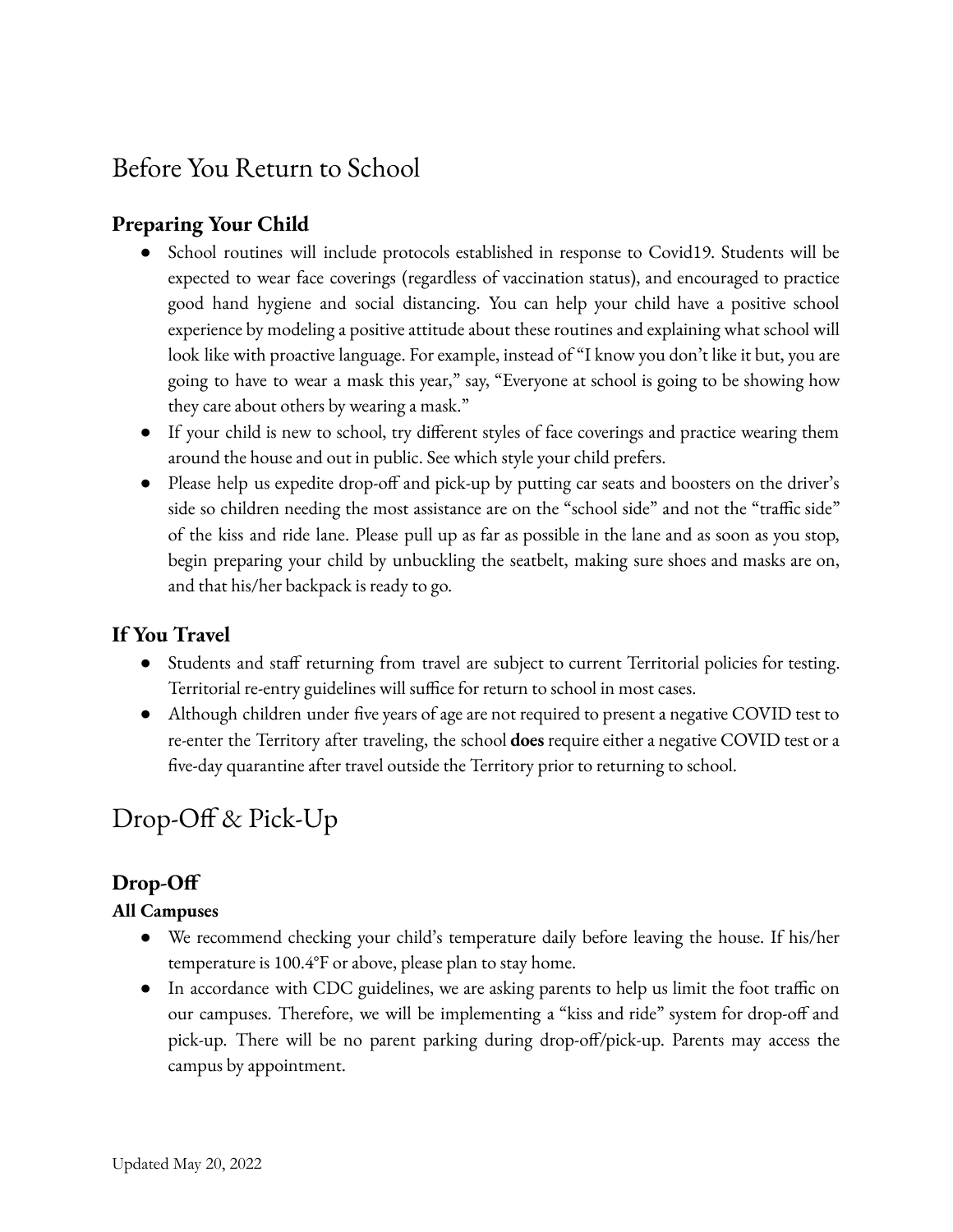# Before You Return to School

## Preparing Your Child

- School routines will include protocols established in response to Covid19. Students will be expected to wear face coverings (regardless of vaccination status), and encouraged to practice good hand hygiene and social distancing. You can help your child have a positive school experience by modeling a positive attitude about these routines and explaining what school will look like with proactive language. For example, instead of "I know you don't like it but, you are going to have to wear a mask this year," say, "Everyone at school is going to be showing how they care about others by wearing a mask."
- If your child is new to school, try different styles of face coverings and practice wearing them around the house and out in public. See which style your child prefers.
- Please help us expedite drop-off and pick-up by putting car seats and boosters on the driver's side so children needing the most assistance are on the "school side" and not the "traffic side" of the kiss and ride lane. Please pull up as far as possible in the lane and as soon as you stop, begin preparing your child by unbuckling the seatbelt, making sure shoes and masks are on, and that his/her backpack is ready to go.

## If You Travel

- Students and staff returning from travel are subject to current Territorial policies for testing. Territorial re-entry guidelines will suffice for return to school in most cases.
- Although children under five years of age are not required to present a negative COVID test to re-enter the Territory after traveling, the school **does** require either a negative COVID test or a five-day quarantine after travel outside the Territory prior to returning to school.

# Drop-Off & Pick-Up

## Drop-Off

**All Campuses**

- We recommend checking your child's temperature daily before leaving the house. If his/her temperature is 100.4°F or above, please plan to stay home.
- In accordance with CDC guidelines, we are asking parents to help us limit the foot traffic on our campuses. Therefore, we will be implementing a "kiss and ride" system for drop-off and pick-up. There will be no parent parking during drop-off/pick-up. Parents may access the campus by appointment.

Updated May 20, 2022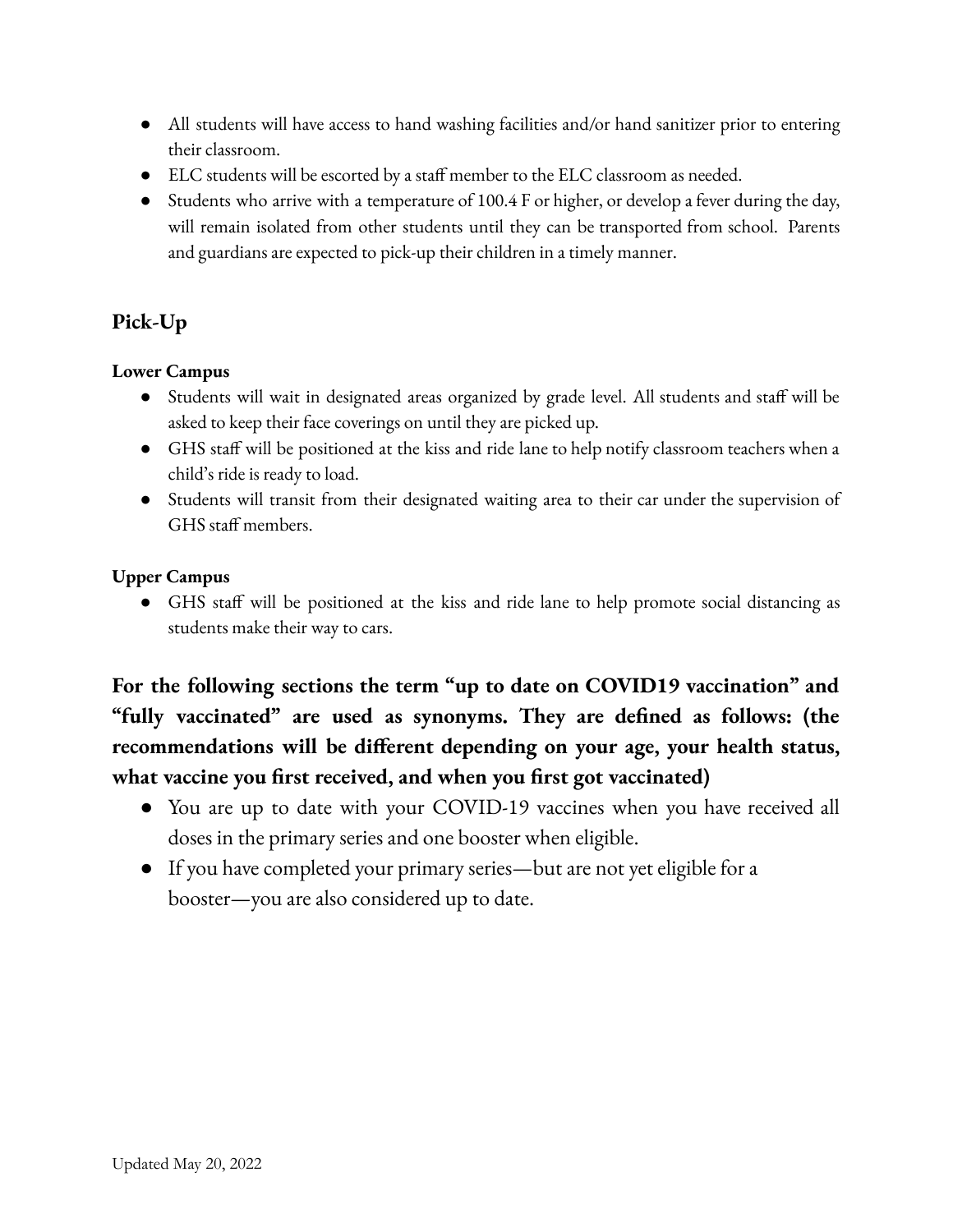- All students will have access to hand washing facilities and/or hand sanitizer prior to entering their classroom.
- ELC students will be escorted by a staff member to the ELC classroom as needed.
- Students who arrive with a temperature of 100.4 F or higher, or develop a fever during the day, will remain isolated from other students until they can be transported from school. Parents and guardians are expected to pick-up their children in a timely manner.

## Pick-Up

**Lower Campus**

- Students will wait in designated areas organized by grade level. All students and staff will be asked to keep their face coverings on until they are picked up.
- GHS staff will be positioned at the kiss and ride lane to help notify classroom teachers when a child's ride is ready to load.
- Students will transit from their designated waiting area to their car under the supervision of GHS staff members.

**Upper Campus**

- GHS staff will be positioned at the kiss and ride lane to help promote social distancing as students make their way to cars.

**For the following sections the term "up to date on COVID19 vaccination" and "fully vaccinated" are used as synonyms. They are defined as follows: (the recommendations will be different depending on your age, your health status, what vaccine you first received, and when you first got vaccinated)**

- You are up to date with your COVID-19 vaccines when you have received all doses in the primary series and one booster when eligible.
- If you have completed your primary series—but are not yet eligible for a booster—you are also considered up to date.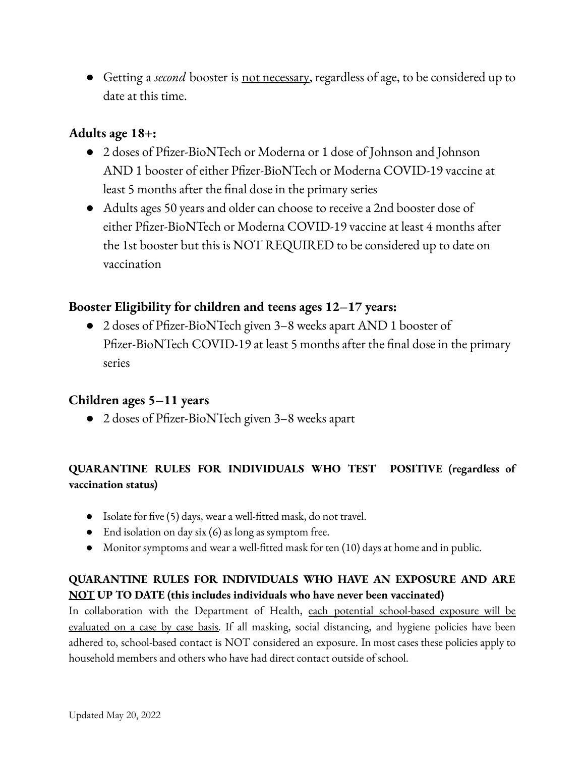- Getting a *second* booster is <u>not necessary</u>, regardless of age, to be considered up to date at this time.

### Adults age 18+:

- 2 doses of Pfizer-BioNTech or Moderna or 1 dose of Johnson and Johnson AND 1 booster of either Pfizer-BioNTech or Moderna COVID-19 vaccine at least 5 months after the final dose in the primary series
- Adults ages 50 years and older can choose to receive a 2nd booster dose of either Pfizer-BioNTech or Moderna COVID-19 vaccine at least 4 months after the 1st booster but this is NOT REQUIRED to be considered up to date on vaccination

### Booster Eligibility for children and teens ages 12–17 years:

- 2 doses of Pfizer-BioNTech given 3–8 weeks apart AND 1 booster of Pfizer-BioNTech COVID-19 at least 5 months after the final dose in the primary series

### Children ages 5–11 years

- 2 doses of Pfizer-BioNTech given 3–8 weeks apart

**QUARANTINE RULES FOR INDIVIDUALS WHO TEST POSITIVE (regardless of vaccination status)**

- Isolate for five (5) days, wear a well-fitted mask, do not travel.
- End isolation on day six (6) as long as symptom free.
- Monitor symptoms and wear a well-fitted mask for ten (10) days at home and in public.

**QUARANTINE RULES FOR INDIVIDUALS WHO HAVE AN EXPOSURE AND ARE <u>NOT</u> UP TO DATE (this includes individuals who have never been vaccinated)**

In collaboration with the Department of Health, <u>each potential school-based exposure will be evaluated on a case by case basis</u>. If all masking, social distancing, and hygiene policies have been adhered to, school-based contact is NOT considered an exposure. In most cases these policies apply to household members and others who have had direct contact outside of school.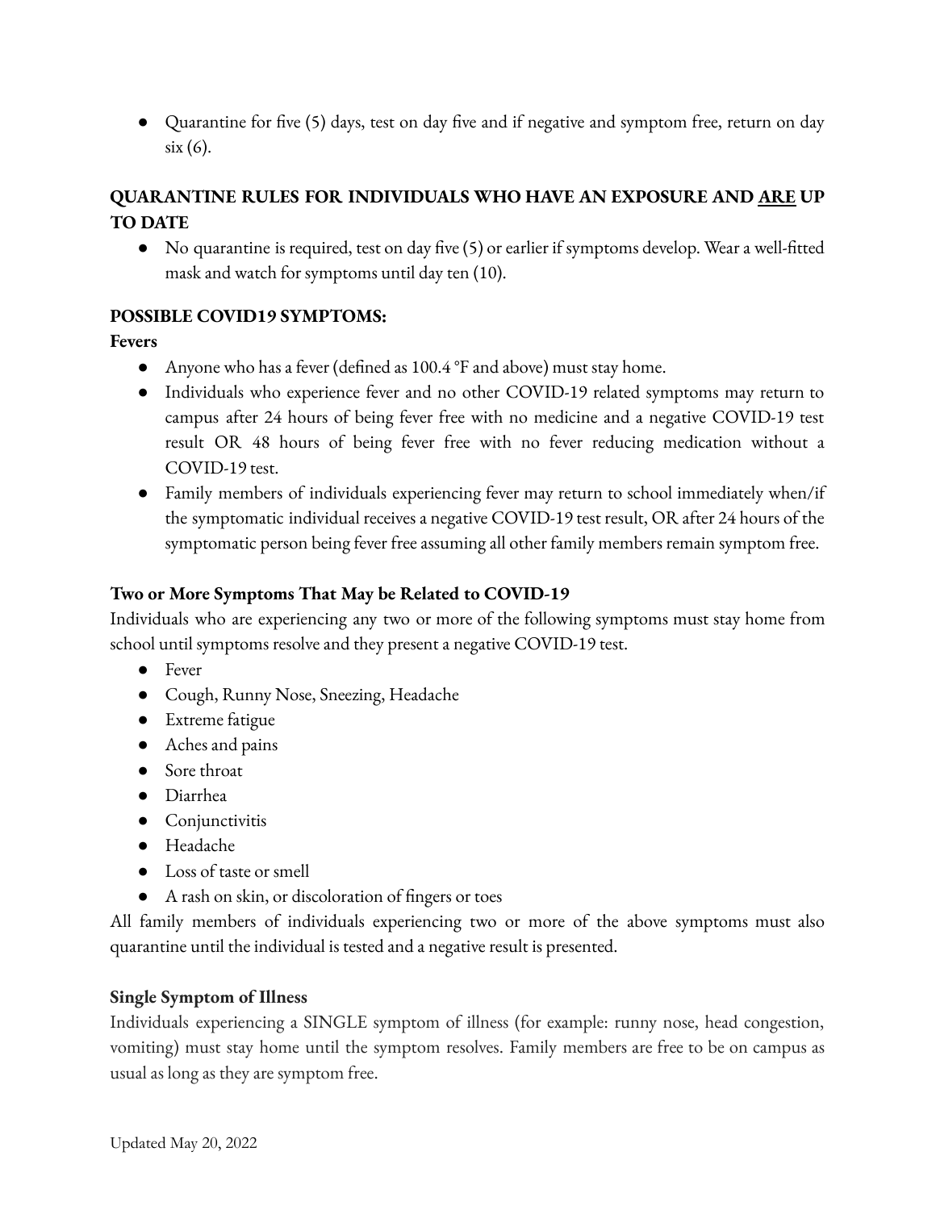- Quarantine for five (5) days, test on day five and if negative and symptom free, return on day six (6).

**QUARANTINE RULES FOR INDIVIDUALS WHO HAVE AN EXPOSURE AND <u>ARE</u> UP TO DATE**

- No quarantine is required, test on day five (5) or earlier if symptoms develop. Wear a well-fitted mask and watch for symptoms until day ten (10).

**POSSIBLE COVID19 SYMPTOMS:**

**Fevers**

- Anyone who has a fever (defined as 100.4 °F and above) must stay home.
- Individuals who experience fever and no other COVID-19 related symptoms may return to campus after 24 hours of being fever free with no medicine and a negative COVID-19 test result OR 48 hours of being fever free with no fever reducing medication without a COVID-19 test.
- Family members of individuals experiencing fever may return to school immediately when/if the symptomatic individual receives a negative COVID-19 test result, OR after 24 hours of the symptomatic person being fever free assuming all other family members remain symptom free.

**Two or More Symptoms That May be Related to COVID-19**

Individuals who are experiencing any two or more of the following symptoms must stay home from school until symptoms resolve and they present a negative COVID-19 test.

- Fever
- Cough, Runny Nose, Sneezing, Headache
- Extreme fatigue
- Aches and pains
- Sore throat
- Diarrhea
- Conjunctivitis
- Headache
- Loss of taste or smell
- A rash on skin, or discoloration of fingers or toes

All family members of individuals experiencing two or more of the above symptoms must also quarantine until the individual is tested and a negative result is presented.

**Single Symptom of Illness**

Individuals experiencing a SINGLE symptom of illness (for example: runny nose, head congestion, vomiting) must stay home until the symptom resolves. Family members are free to be on campus as usual as long as they are symptom free.

Updated May 20, 2022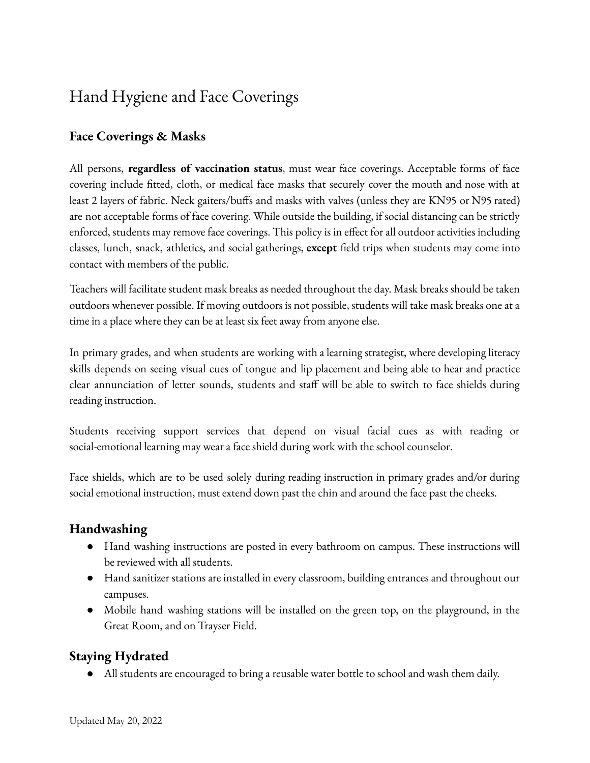# Hand Hygiene and Face Coverings

## Face Coverings & Masks

All persons, **regardless of vaccination status**, must wear face coverings. Acceptable forms of face covering include fitted, cloth, or medical face masks that securely cover the mouth and nose with at least 2 layers of fabric. Neck gaiters/buffs and masks with valves (unless they are KN95 or N95 rated) are not acceptable forms of face covering. While outside the building, if social distancing can be strictly enforced, students may remove face coverings. This policy is in effect for all outdoor activities including classes, lunch, snack, athletics, and social gatherings, **except** field trips when students may come into contact with members of the public.

Teachers will facilitate student mask breaks as needed throughout the day. Mask breaks should be taken outdoors whenever possible. If moving outdoors is not possible, students will take mask breaks one at a time in a place where they can be at least six feet away from anyone else.

In primary grades, and when students are working with a learning strategist, where developing literacy skills depends on seeing visual cues of tongue and lip placement and being able to hear and practice clear annunciation of letter sounds, students and staff will be able to switch to face shields during reading instruction.

Students receiving support services that depend on visual facial cues as with reading or social-emotional learning may wear a face shield during work with the school counselor.

Face shields, which are to be used solely during reading instruction in primary grades and/or during social emotional instruction, must extend down past the chin and around the face past the cheeks.

## Handwashing

- Hand washing instructions are posted in every bathroom on campus. These instructions will be reviewed with all students.
- Hand sanitizer stations are installed in every classroom, building entrances and throughout our campuses.
- Mobile hand washing stations will be installed on the green top, on the playground, in the Great Room, and on Trayser Field.

## Staying Hydrated

- All students are encouraged to bring a reusable water bottle to school and wash them daily.

Updated May 20, 2022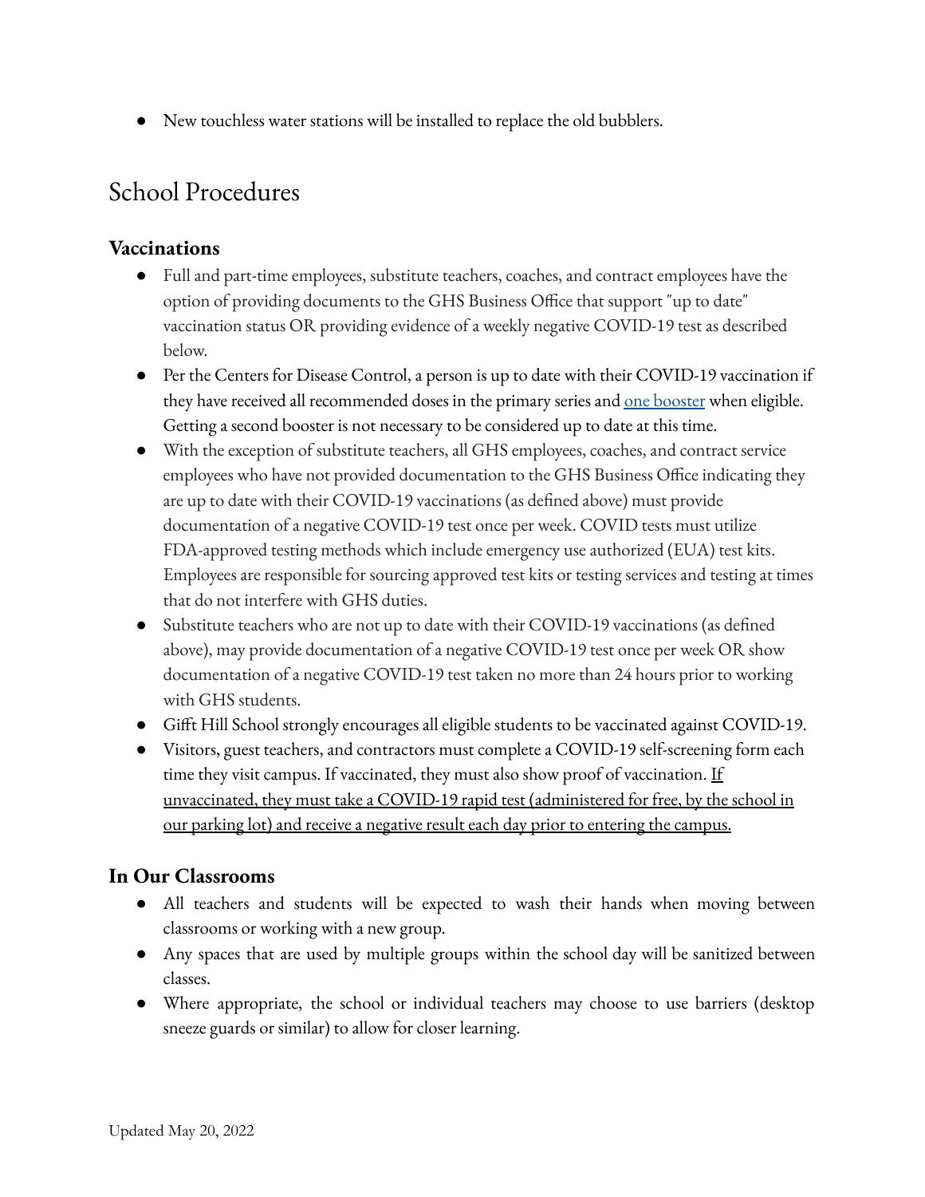- New touchless water stations will be installed to replace the old bubblers.

# School Procedures

### Vaccinations

- Full and part-time employees, substitute teachers, coaches, and contract employees have the option of providing documents to the GHS Business Office that support "up to date" vaccination status OR providing evidence of a weekly negative COVID-19 test as described below.
- Per the Centers for Disease Control, a person is up to date with their COVID-19 vaccination if they have received all recommended doses in the primary series and one booster when eligible. Getting a second booster is not necessary to be considered up to date at this time.
- With the exception of substitute teachers, all GHS employees, coaches, and contract service employees who have not provided documentation to the GHS Business Office indicating they are up to date with their COVID-19 vaccinations (as defined above) must provide documentation of a negative COVID-19 test once per week. COVID tests must utilize FDA-approved testing methods which include emergency use authorized (EUA) test kits. Employees are responsible for sourcing approved test kits or testing services and testing at times that do not interfere with GHS duties.
- Substitute teachers who are not up to date with their COVID-19 vaccinations (as defined above), may provide documentation of a negative COVID-19 test once per week OR show documentation of a negative COVID-19 test taken no more than 24 hours prior to working with GHS students.
- Gifft Hill School strongly encourages all eligible students to be vaccinated against COVID-19.
- Visitors, guest teachers, and contractors must complete a COVID-19 self-screening form each time they visit campus. If vaccinated, they must also show proof of vaccination. <u>If unvaccinated, they must take a COVID-19 rapid test (administered for free, by the school in our parking lot) and receive a negative result each day prior to entering the campus.</u>

### In Our Classrooms

- All teachers and students will be expected to wash their hands when moving between classrooms or working with a new group.
- Any spaces that are used by multiple groups within the school day will be sanitized between classes.
- Where appropriate, the school or individual teachers may choose to use barriers (desktop sneeze guards or similar) to allow for closer learning.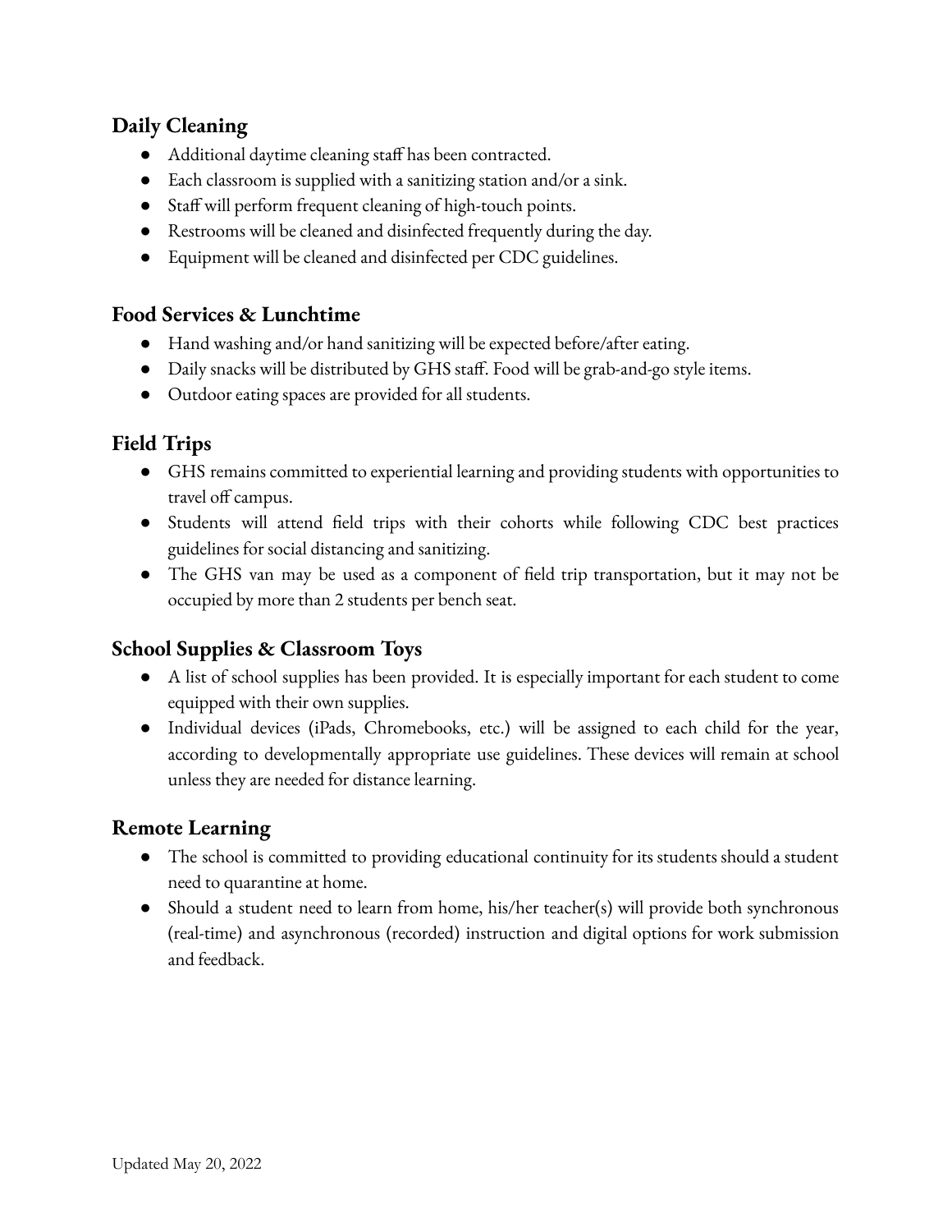## Daily Cleaning

- Additional daytime cleaning staff has been contracted.
- Each classroom is supplied with a sanitizing station and/or a sink.
- Staff will perform frequent cleaning of high-touch points.
- Restrooms will be cleaned and disinfected frequently during the day.
- Equipment will be cleaned and disinfected per CDC guidelines.

## Food Services & Lunchtime

- Hand washing and/or hand sanitizing will be expected before/after eating.
- Daily snacks will be distributed by GHS staff. Food will be grab-and-go style items.
- Outdoor eating spaces are provided for all students.

## Field Trips

- GHS remains committed to experiential learning and providing students with opportunities to travel off campus.
- Students will attend field trips with their cohorts while following CDC best practices guidelines for social distancing and sanitizing.
- The GHS van may be used as a component of field trip transportation, but it may not be occupied by more than 2 students per bench seat.

## School Supplies & Classroom Toys

- A list of school supplies has been provided. It is especially important for each student to come equipped with their own supplies.
- Individual devices (iPads, Chromebooks, etc.) will be assigned to each child for the year, according to developmentally appropriate use guidelines. These devices will remain at school unless they are needed for distance learning.

## Remote Learning

- The school is committed to providing educational continuity for its students should a student need to quarantine at home.
- Should a student need to learn from home, his/her teacher(s) will provide both synchronous (real-time) and asynchronous (recorded) instruction and digital options for work submission and feedback.

Updated May 20, 2022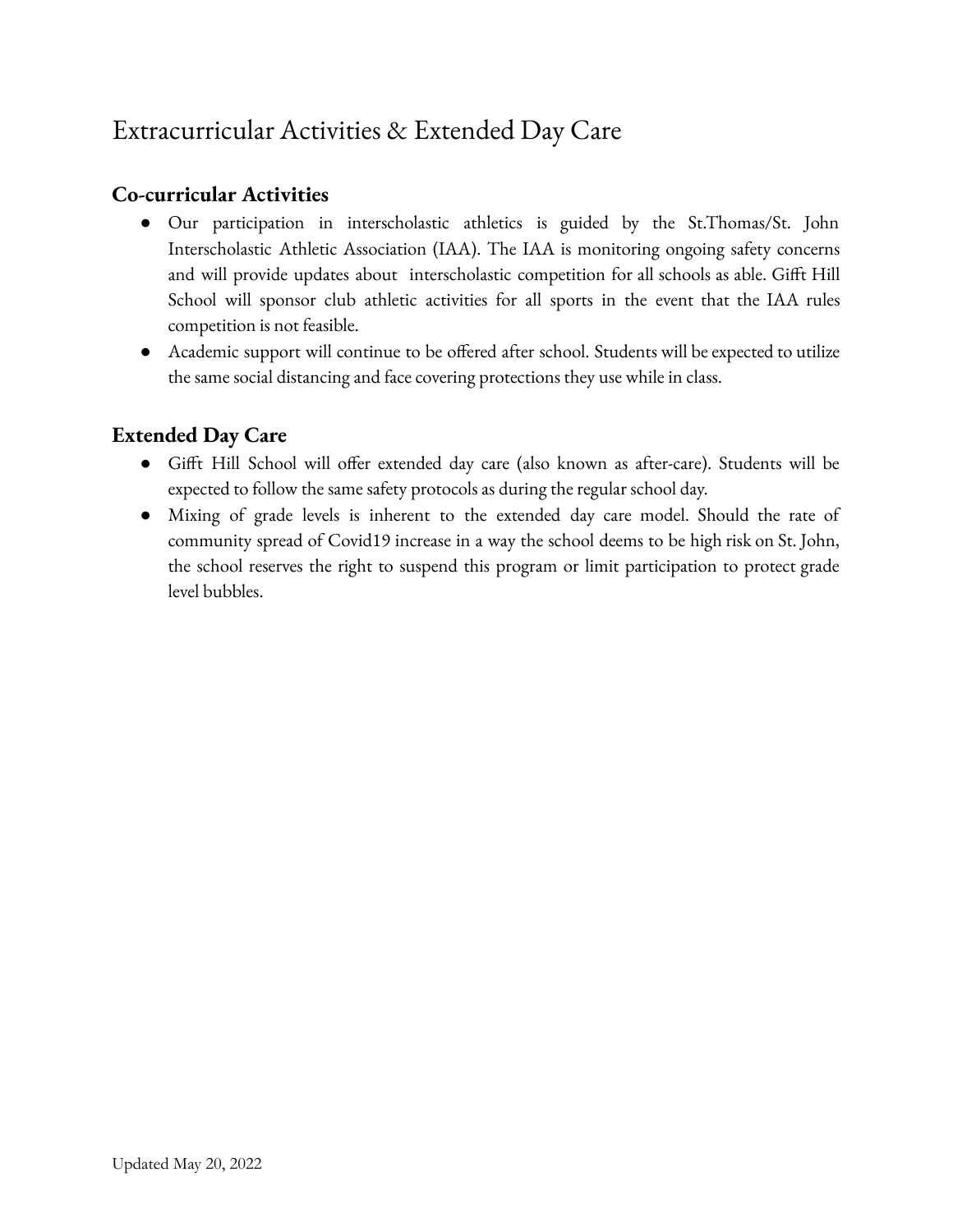# Extracurricular Activities & Extended Day Care

## Co-curricular Activities

- Our participation in interscholastic athletics is guided by the St.Thomas/St. John Interscholastic Athletic Association (IAA). The IAA is monitoring ongoing safety concerns and will provide updates about interscholastic competition for all schools as able. Gifft Hill School will sponsor club athletic activities for all sports in the event that the IAA rules competition is not feasible.
- Academic support will continue to be offered after school. Students will be expected to utilize the same social distancing and face covering protections they use while in class.

## Extended Day Care

- Gifft Hill School will offer extended day care (also known as after-care). Students will be expected to follow the same safety protocols as during the regular school day.
- Mixing of grade levels is inherent to the extended day care model. Should the rate of community spread of Covid19 increase in a way the school deems to be high risk on St. John, the school reserves the right to suspend this program or limit participation to protect grade level bubbles.